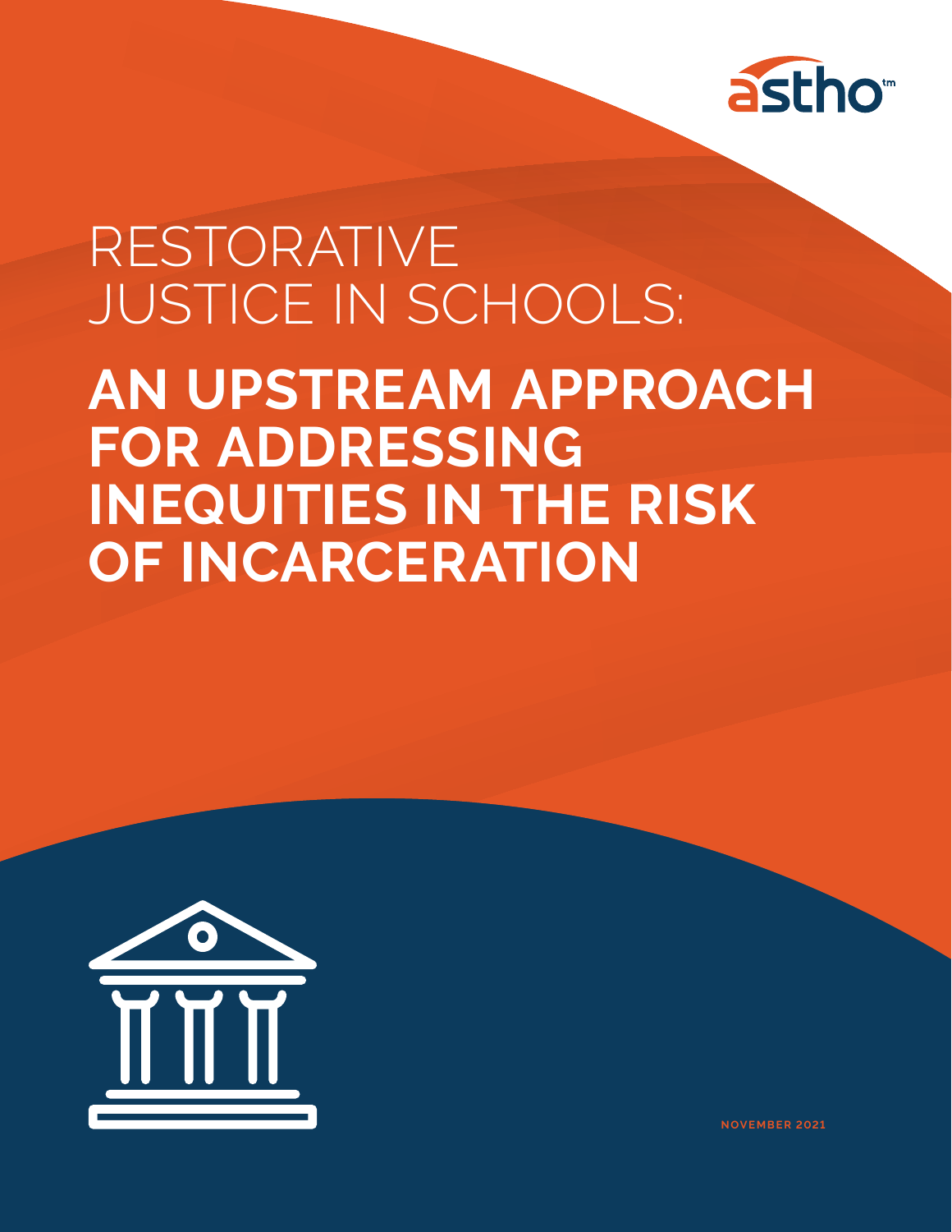astho™

# RESTORATIVE JUSTICE IN SCHOOLS:

# AN UPSTREAM APPROACH FOR ADDRESSING INEQUITIES IN THE RISK OF INCARCERATION

NOVEMBER 2021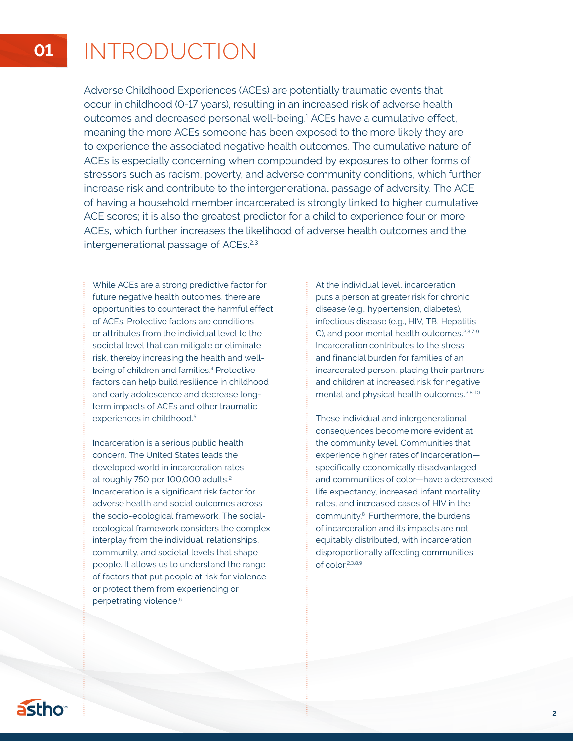# 01 INTRODUCTION

Adverse Childhood Experiences (ACEs) are potentially traumatic events that occur in childhood (0-17 years), resulting in an increased risk of adverse health outcomes and decreased personal well-being.[1] ACEs have a cumulative effect, meaning the more ACEs someone has been exposed to the more likely they are to experience the associated negative health outcomes. The cumulative nature of ACEs is especially concerning when compounded by exposures to other forms of stressors such as racism, poverty, and adverse community conditions, which further increase risk and contribute to the intergenerational passage of adversity. The ACE of having a household member incarcerated is strongly linked to higher cumulative ACE scores; it is also the greatest predictor for a child to experience four or more ACEs, which further increases the likelihood of adverse health outcomes and the intergenerational passage of ACEs.[2,3]

While ACEs are a strong predictive factor for future negative health outcomes, there are opportunities to counteract the harmful effect of ACEs. Protective factors are conditions or attributes from the individual level to the societal level that can mitigate or eliminate risk, thereby increasing the health and well-being of children and families.[4] Protective factors can help build resilience in childhood and early adolescence and decrease long-term impacts of ACEs and other traumatic experiences in childhood.[5]

Incarceration is a serious public health concern. The United States leads the developed world in incarceration rates at roughly 750 per 100,000 adults.[2] Incarceration is a significant risk factor for adverse health and social outcomes across the socio-ecological framework. The social-ecological framework considers the complex interplay from the individual, relationships, community, and societal levels that shape people. It allows us to understand the range of factors that put people at risk for violence or protect them from experiencing or perpetrating violence.[6]

At the individual level, incarceration puts a person at greater risk for chronic disease (e.g., hypertension, diabetes), infectious disease (e.g., HIV, TB, Hepatitis C), and poor mental health outcomes.[2,3,7-9] Incarceration contributes to the stress and financial burden for families of an incarcerated person, placing their partners and children at increased risk for negative mental and physical health outcomes.[2,8-10]

These individual and intergenerational consequences become more evident at the community level. Communities that experience higher rates of incarceration—specifically economically disadvantaged and communities of color—have a decreased life expectancy, increased infant mortality rates, and increased cases of HIV in the community.[8] Furthermore, the burdens of incarceration and its impacts are not equitably distributed, with incarceration disproportionally affecting communities of color.[2,3,8,9]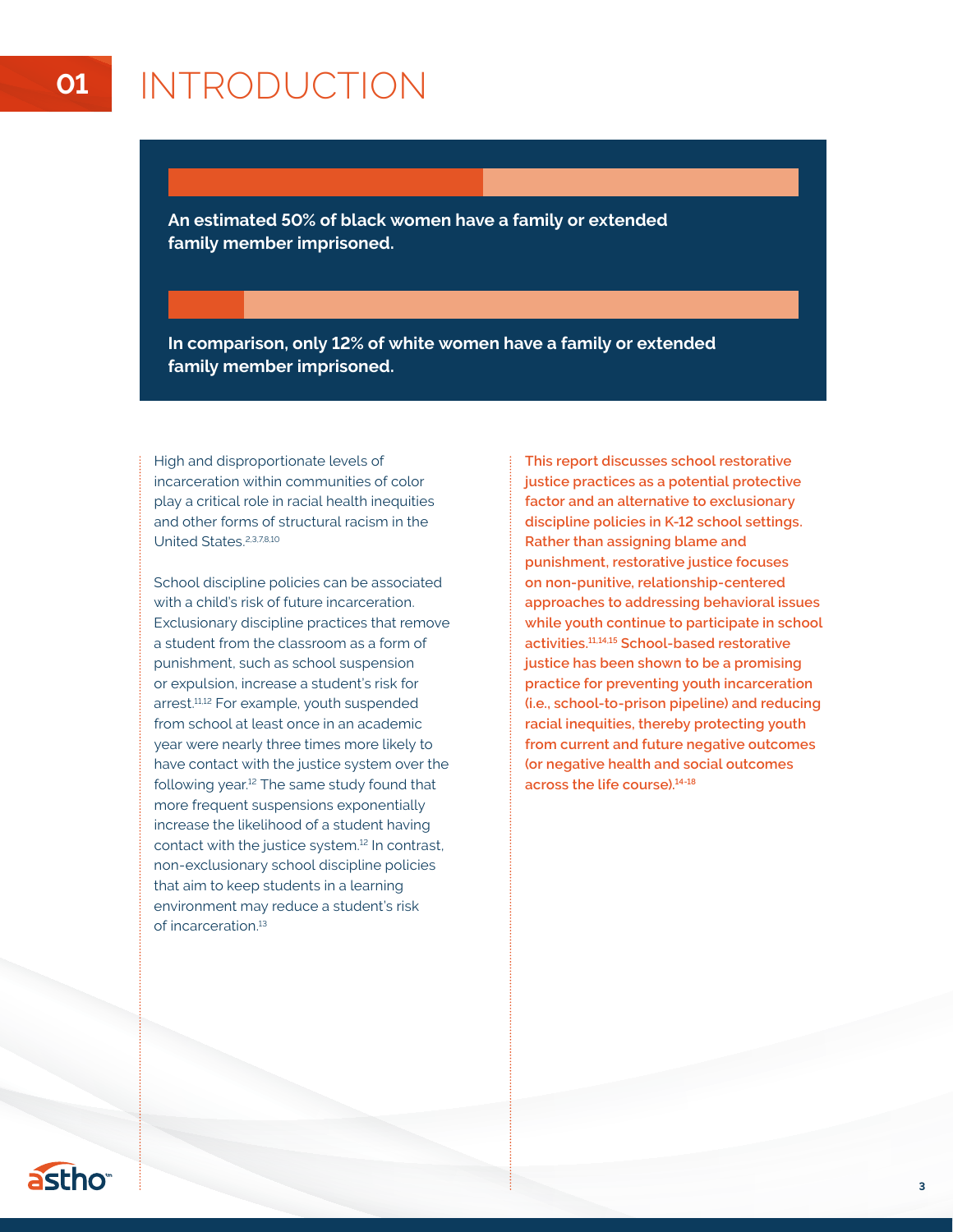# 01 INTRODUCTION

**An estimated 50% of black women have a family or extended family member imprisoned.**

**In comparison, only 12% of white women have a family or extended family member imprisoned.**

High and disproportionate levels of incarceration within communities of color play a critical role in racial health inequities and other forms of structural racism in the United States.[2,3,7,8,10]

School discipline policies can be associated with a child's risk of future incarceration. Exclusionary discipline practices that remove a student from the classroom as a form of punishment, such as school suspension or expulsion, increase a student's risk for arrest.[11,12] For example, youth suspended from school at least once in an academic year were nearly three times more likely to have contact with the justice system over the following year.[12] The same study found that more frequent suspensions exponentially increase the likelihood of a student having contact with the justice system.[12] In contrast, non-exclusionary school discipline policies that aim to keep students in a learning environment may reduce a student's risk of incarceration.[13]

**This report discusses school restorative justice practices as a potential protective factor and an alternative to exclusionary discipline policies in K-12 school settings. Rather than assigning blame and punishment, restorative justice focuses on non-punitive, relationship-centered approaches to addressing behavioral issues while youth continue to participate in school activities.[11,14,15] School-based restorative justice has been shown to be a promising practice for preventing youth incarceration (i.e., school-to-prison pipeline) and reducing racial inequities, thereby protecting youth from current and future negative outcomes (or negative health and social outcomes across the life course).[14-18]**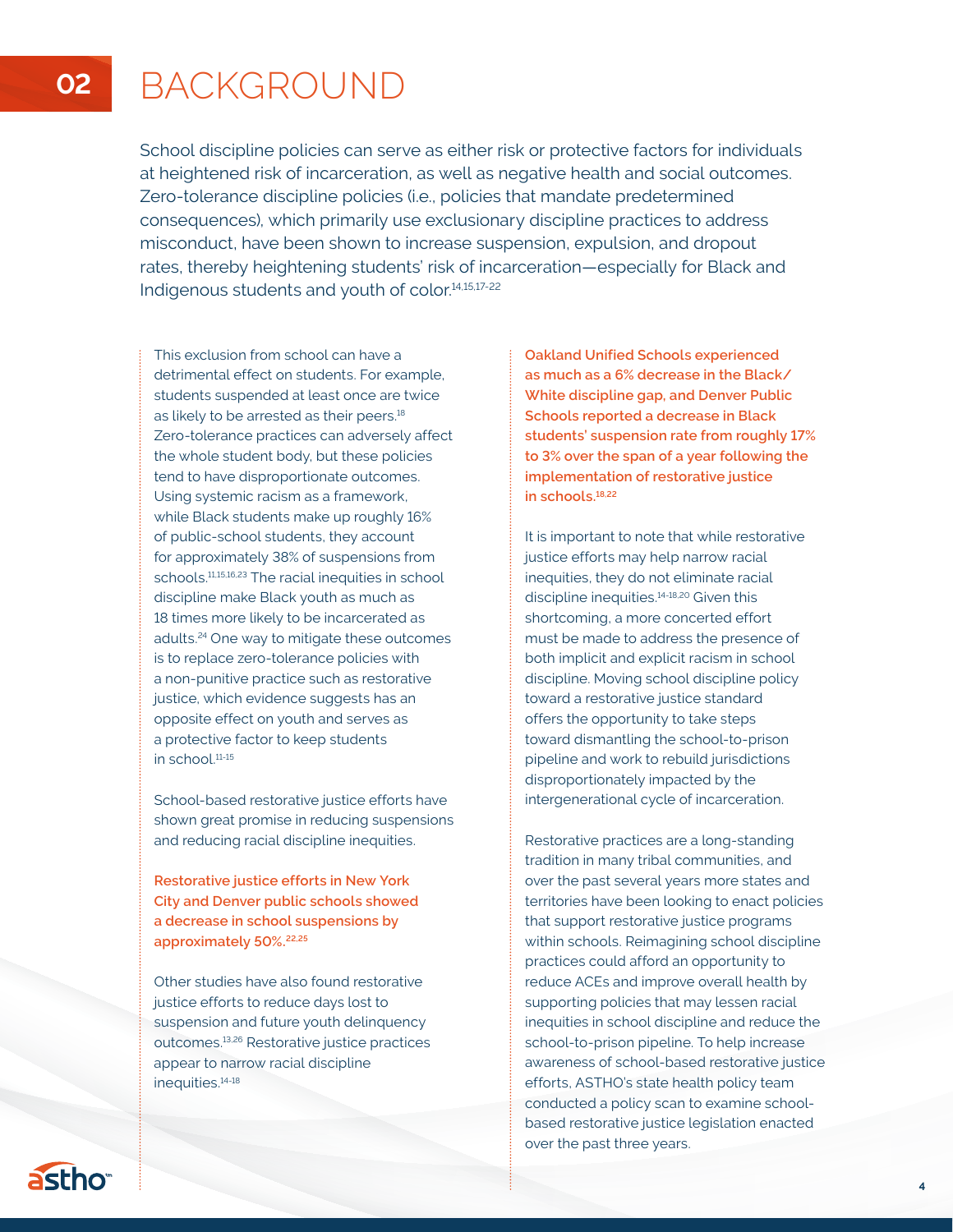# 02 BACKGROUND

School discipline policies can serve as either risk or protective factors for individuals at heightened risk of incarceration, as well as negative health and social outcomes. Zero-tolerance discipline policies (i.e., policies that mandate predetermined consequences), which primarily use exclusionary discipline practices to address misconduct, have been shown to increase suspension, expulsion, and dropout rates, thereby heightening students' risk of incarceration—especially for Black and Indigenous students and youth of color.[14,15,17-22]

This exclusion from school can have a detrimental effect on students. For example, students suspended at least once are twice as likely to be arrested as their peers.[18] Zero-tolerance practices can adversely affect the whole student body, but these policies tend to have disproportionate outcomes. Using systemic racism as a framework, while Black students make up roughly 16% of public-school students, they account for approximately 38% of suspensions from schools.[11,15,16,23] The racial inequities in school discipline make Black youth as much as 18 times more likely to be incarcerated as adults.[24] One way to mitigate these outcomes is to replace zero-tolerance policies with a non-punitive practice such as restorative justice, which evidence suggests has an opposite effect on youth and serves as a protective factor to keep students in school.[11-15]

School-based restorative justice efforts have shown great promise in reducing suspensions and reducing racial discipline inequities.

**Restorative justice efforts in New York City and Denver public schools showed a decrease in school suspensions by approximately 50%.[22,25]**

Other studies have also found restorative justice efforts to reduce days lost to suspension and future youth delinquency outcomes.[13,26] Restorative justice practices appear to narrow racial discipline inequities.[14-18]

**Oakland Unified Schools experienced as much as a 6% decrease in the Black/White discipline gap, and Denver Public Schools reported a decrease in Black students' suspension rate from roughly 17% to 3% over the span of a year following the implementation of restorative justice in schools.[18,22]**

It is important to note that while restorative justice efforts may help narrow racial inequities, they do not eliminate racial discipline inequities.[14-18,20] Given this shortcoming, a more concerted effort must be made to address the presence of both implicit and explicit racism in school discipline. Moving school discipline policy toward a restorative justice standard offers the opportunity to take steps toward dismantling the school-to-prison pipeline and work to rebuild jurisdictions disproportionately impacted by the intergenerational cycle of incarceration.

Restorative practices are a long-standing tradition in many tribal communities, and over the past several years more states and territories have been looking to enact policies that support restorative justice programs within schools. Reimagining school discipline practices could afford an opportunity to reduce ACEs and improve overall health by supporting policies that may lessen racial inequities in school discipline and reduce the school-to-prison pipeline. To help increase awareness of school-based restorative justice efforts, ASTHO's state health policy team conducted a policy scan to examine school-based restorative justice legislation enacted over the past three years.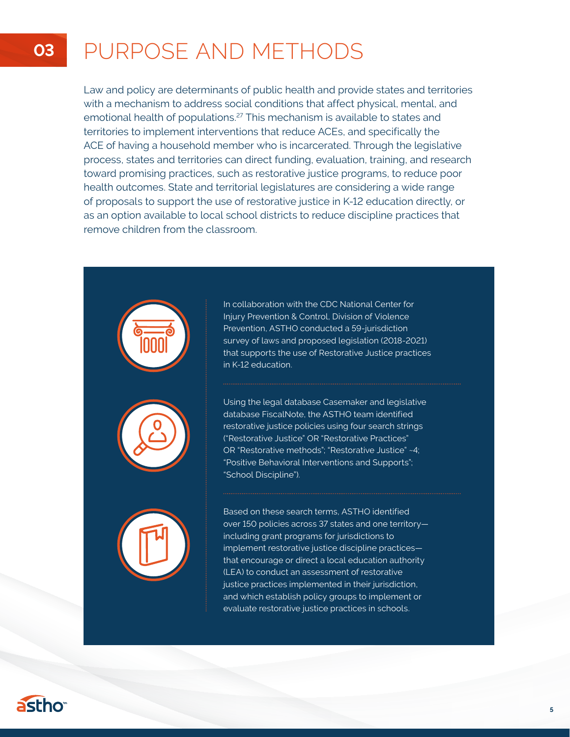# 03 PURPOSE AND METHODS

Law and policy are determinants of public health and provide states and territories with a mechanism to address social conditions that affect physical, mental, and emotional health of populations.[27] This mechanism is available to states and territories to implement interventions that reduce ACEs, and specifically the ACE of having a household member who is incarcerated. Through the legislative process, states and territories can direct funding, evaluation, training, and research toward promising practices, such as restorative justice programs, to reduce poor health outcomes. State and territorial legislatures are considering a wide range of proposals to support the use of restorative justice in K-12 education directly, or as an option available to local school districts to reduce discipline practices that remove children from the classroom.

In collaboration with the CDC National Center for Injury Prevention & Control, Division of Violence Prevention, ASTHO conducted a 59-jurisdiction survey of laws and proposed legislation (2018-2021) that supports the use of Restorative Justice practices in K-12 education.

Using the legal database Casemaker and legislative database FiscalNote, the ASTHO team identified restorative justice policies using four search strings ("Restorative Justice" OR "Restorative Practices" OR "Restorative methods"; "Restorative Justice" ~4; "Positive Behavioral Interventions and Supports"; "School Discipline").

Based on these search terms, ASTHO identified over 150 policies across 37 states and one territory—including grant programs for jurisdictions to implement restorative justice discipline practices—that encourage or direct a local education authority (LEA) to conduct an assessment of restorative justice practices implemented in their jurisdiction, and which establish policy groups to implement or evaluate restorative justice practices in schools.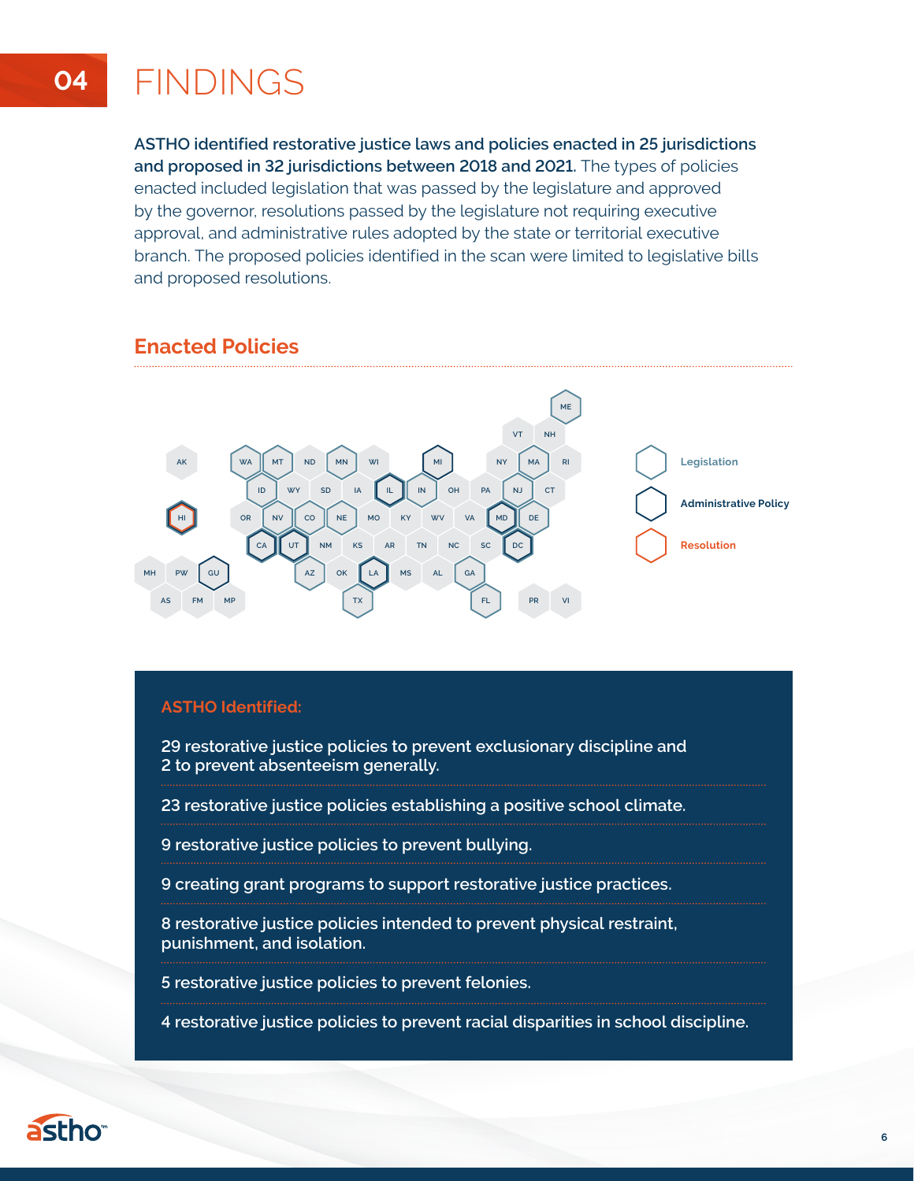# 04 FINDINGS

**ASTHO identified restorative justice laws and policies enacted in 25 jurisdictions and proposed in 32 jurisdictions between 2018 and 2021.** The types of policies enacted included legislation that was passed by the legislature and approved by the governor, resolutions passed by the legislature not requiring executive approval, and administrative rules adopted by the state or territorial executive branch. The proposed policies identified in the scan were limited to legislative bills and proposed resolutions.

## Enacted Policies

Legislation | Administrative Policy | Resolution

### ASTHO Identified:

29 restorative justice policies to prevent exclusionary discipline and 2 to prevent absenteeism generally.

23 restorative justice policies establishing a positive school climate.

9 restorative justice policies to prevent bullying.

9 creating grant programs to support restorative justice practices.

8 restorative justice policies intended to prevent physical restraint, punishment, and isolation.

5 restorative justice policies to prevent felonies.

4 restorative justice policies to prevent racial disparities in school discipline.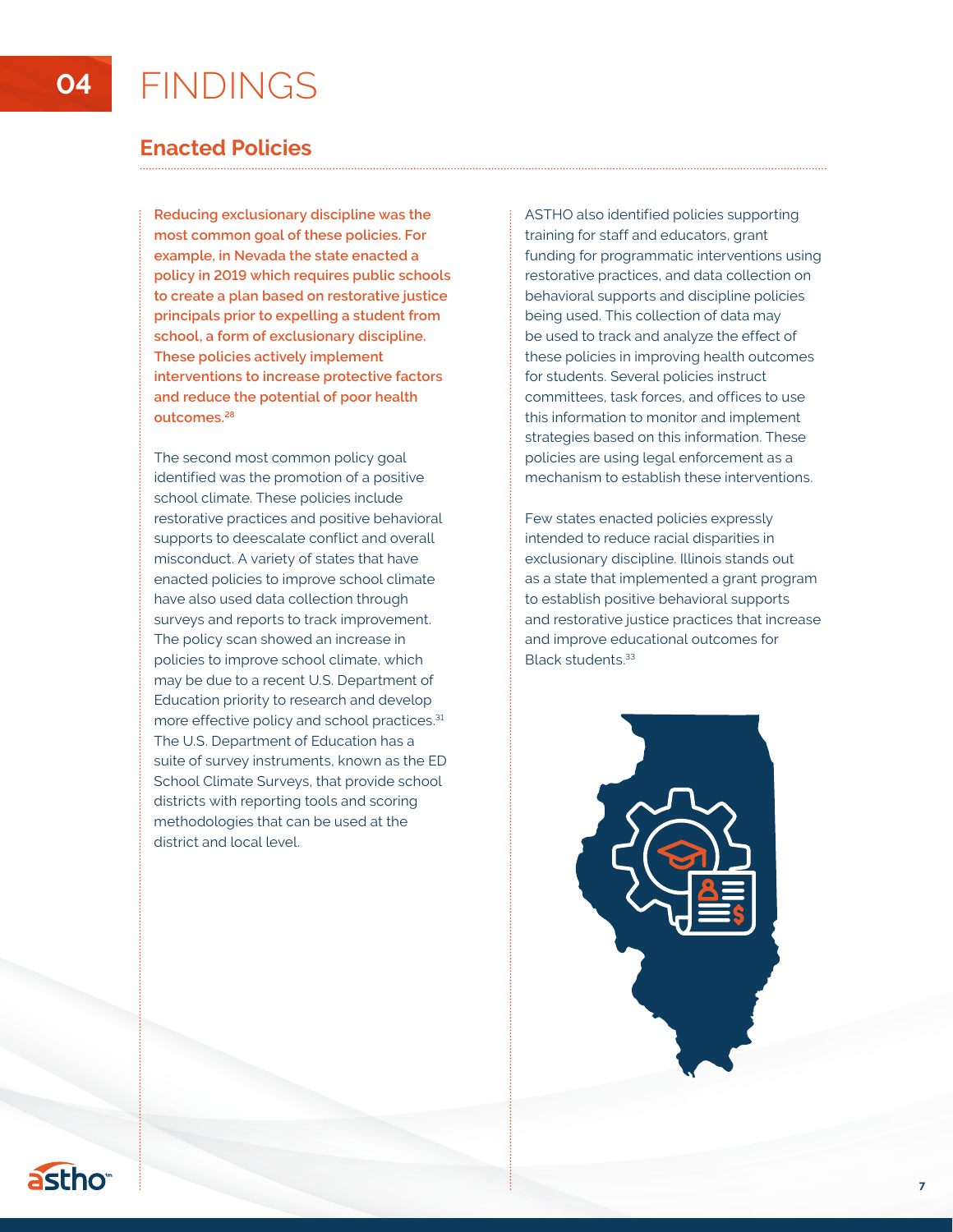# 04 FINDINGS

## Enacted Policies

**Reducing exclusionary discipline was the most common goal of these policies. For example, in Nevada the state enacted a policy in 2019 which requires public schools to create a plan based on restorative justice principals prior to expelling a student from school, a form of exclusionary discipline. These policies actively implement interventions to increase protective factors and reduce the potential of poor health outcomes.[28]**

The second most common policy goal identified was the promotion of a positive school climate. These policies include restorative practices and positive behavioral supports to deescalate conflict and overall misconduct. A variety of states that have enacted policies to improve school climate have also used data collection through surveys and reports to track improvement. The policy scan showed an increase in policies to improve school climate, which may be due to a recent U.S. Department of Education priority to research and develop more effective policy and school practices.[31] The U.S. Department of Education has a suite of survey instruments, known as the ED School Climate Surveys, that provide school districts with reporting tools and scoring methodologies that can be used at the district and local level.

ASTHO also identified policies supporting training for staff and educators, grant funding for programmatic interventions using restorative practices, and data collection on behavioral supports and discipline policies being used. This collection of data may be used to track and analyze the effect of these policies in improving health outcomes for students. Several policies instruct committees, task forces, and offices to use this information to monitor and implement strategies based on this information. These policies are using legal enforcement as a mechanism to establish these interventions.

Few states enacted policies expressly intended to reduce racial disparities in exclusionary discipline. Illinois stands out as a state that implemented a grant program to establish positive behavioral supports and restorative justice practices that increase and improve educational outcomes for Black students.[33]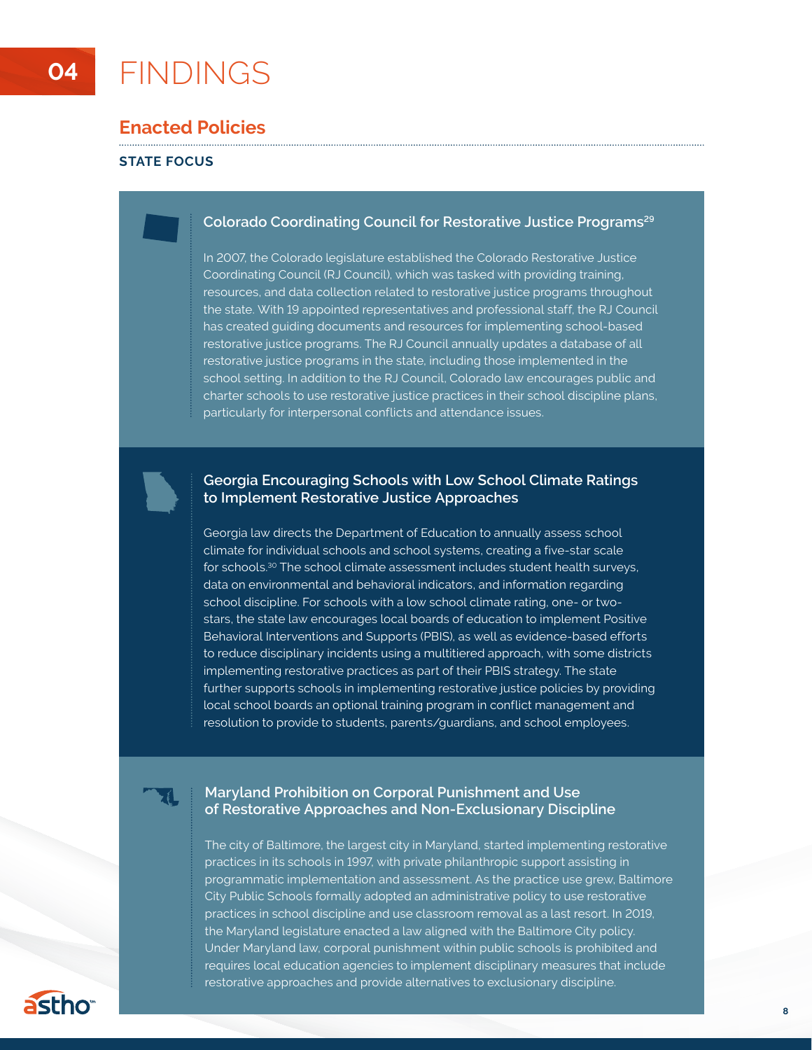# 04 FINDINGS

## Enacted Policies

### STATE FOCUS

#### Colorado Coordinating Council for Restorative Justice Programs[29]

In 2007, the Colorado legislature established the Colorado Restorative Justice Coordinating Council (RJ Council), which was tasked with providing training, resources, and data collection related to restorative justice programs throughout the state. With 19 appointed representatives and professional staff, the RJ Council has created guiding documents and resources for implementing school-based restorative justice programs. The RJ Council annually updates a database of all restorative justice programs in the state, including those implemented in the school setting. In addition to the RJ Council, Colorado law encourages public and charter schools to use restorative justice practices in their school discipline plans, particularly for interpersonal conflicts and attendance issues.

#### Georgia Encouraging Schools with Low School Climate Ratings to Implement Restorative Justice Approaches

Georgia law directs the Department of Education to annually assess school climate for individual schools and school systems, creating a five-star scale for schools.[30] The school climate assessment includes student health surveys, data on environmental and behavioral indicators, and information regarding school discipline. For schools with a low school climate rating, one- or two-stars, the state law encourages local boards of education to implement Positive Behavioral Interventions and Supports (PBIS), as well as evidence-based efforts to reduce disciplinary incidents using a multitiered approach, with some districts implementing restorative practices as part of their PBIS strategy. The state further supports schools in implementing restorative justice policies by providing local school boards an optional training program in conflict management and resolution to provide to students, parents/guardians, and school employees.

#### Maryland Prohibition on Corporal Punishment and Use of Restorative Approaches and Non-Exclusionary Discipline

The city of Baltimore, the largest city in Maryland, started implementing restorative practices in its schools in 1997, with private philanthropic support assisting in programmatic implementation and assessment. As the practice use grew, Baltimore City Public Schools formally adopted an administrative policy to use restorative practices in school discipline and use classroom removal as a last resort. In 2019, the Maryland legislature enacted a law aligned with the Baltimore City policy. Under Maryland law, corporal punishment within public schools is prohibited and requires local education agencies to implement disciplinary measures that include restorative approaches and provide alternatives to exclusionary discipline.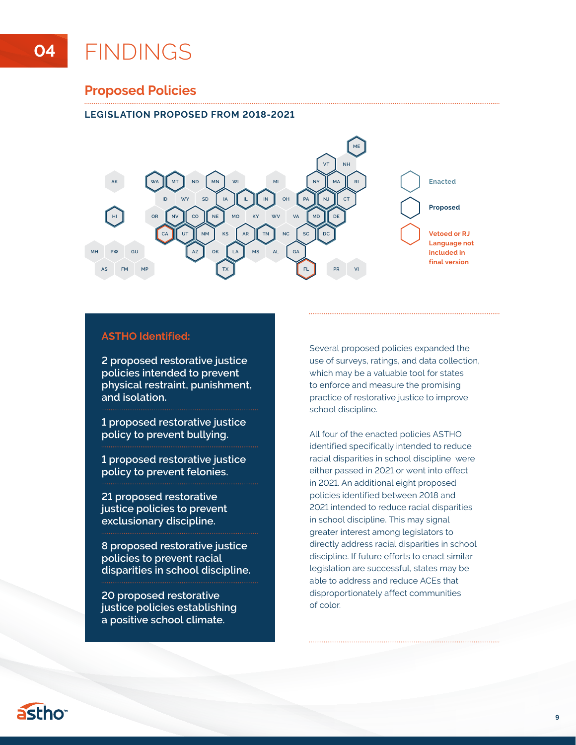# 04 FINDINGS

## Proposed Policies

### LEGISLATION PROPOSED FROM 2018-2021

Enacted

Proposed

Vetoed or RJ Language not included in final version

**ASTHO Identified:**

2 proposed restorative justice policies intended to prevent physical restraint, punishment, and isolation.

1 proposed restorative justice policy to prevent bullying.

1 proposed restorative justice policy to prevent felonies.

21 proposed restorative justice policies to prevent exclusionary discipline.

8 proposed restorative justice policies to prevent racial disparities in school discipline.

20 proposed restorative justice policies establishing a positive school climate.

Several proposed policies expanded the use of surveys, ratings, and data collection, which may be a valuable tool for states to enforce and measure the promising practice of restorative justice to improve school discipline.

All four of the enacted policies ASTHO identified specifically intended to reduce racial disparities in school discipline were either passed in 2021 or went into effect in 2021. An additional eight proposed policies identified between 2018 and 2021 intended to reduce racial disparities in school discipline. This may signal greater interest among legislators to directly address racial disparities in school discipline. If future efforts to enact similar legislation are successful, states may be able to address and reduce ACEs that disproportionately affect communities of color.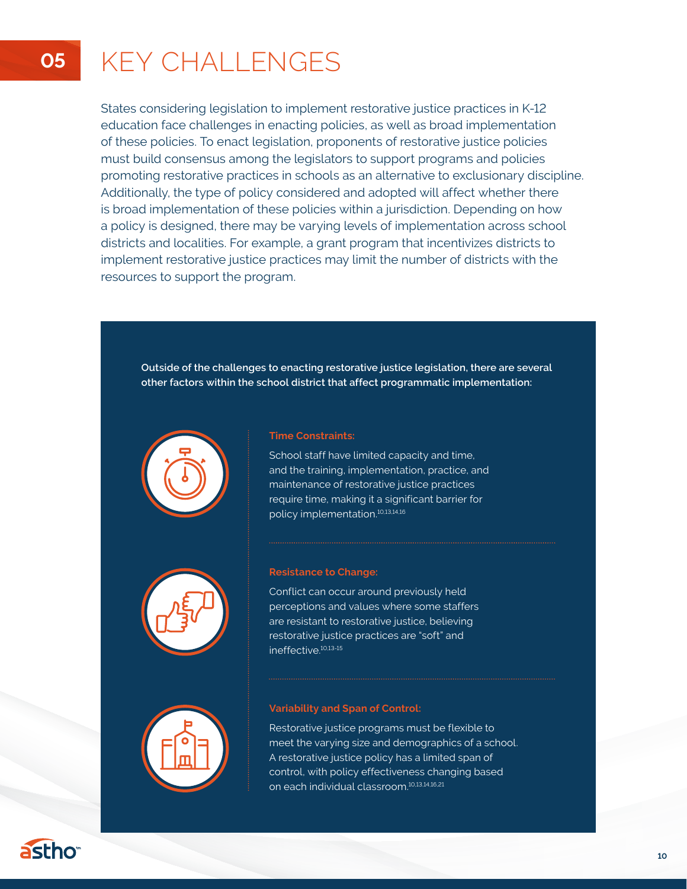# 05 KEY CHALLENGES

States considering legislation to implement restorative justice practices in K-12 education face challenges in enacting policies, as well as broad implementation of these policies. To enact legislation, proponents of restorative justice policies must build consensus among the legislators to support programs and policies promoting restorative practices in schools as an alternative to exclusionary discipline. Additionally, the type of policy considered and adopted will affect whether there is broad implementation of these policies within a jurisdiction. Depending on how a policy is designed, there may be varying levels of implementation across school districts and localities. For example, a grant program that incentivizes districts to implement restorative justice practices may limit the number of districts with the resources to support the program.

**Outside of the challenges to enacting restorative justice legislation, there are several other factors within the school district that affect programmatic implementation:**

**Time Constraints:**

School staff have limited capacity and time, and the training, implementation, practice, and maintenance of restorative justice practices require time, making it a significant barrier for policy implementation.[10,13,14,16]

**Resistance to Change:**

Conflict can occur around previously held perceptions and values where some staffers are resistant to restorative justice, believing restorative justice practices are "soft" and ineffective.[10,13-15]

**Variability and Span of Control:**

Restorative justice programs must be flexible to meet the varying size and demographics of a school. A restorative justice policy has a limited span of control, with policy effectiveness changing based on each individual classroom.[10,13,14,16,21]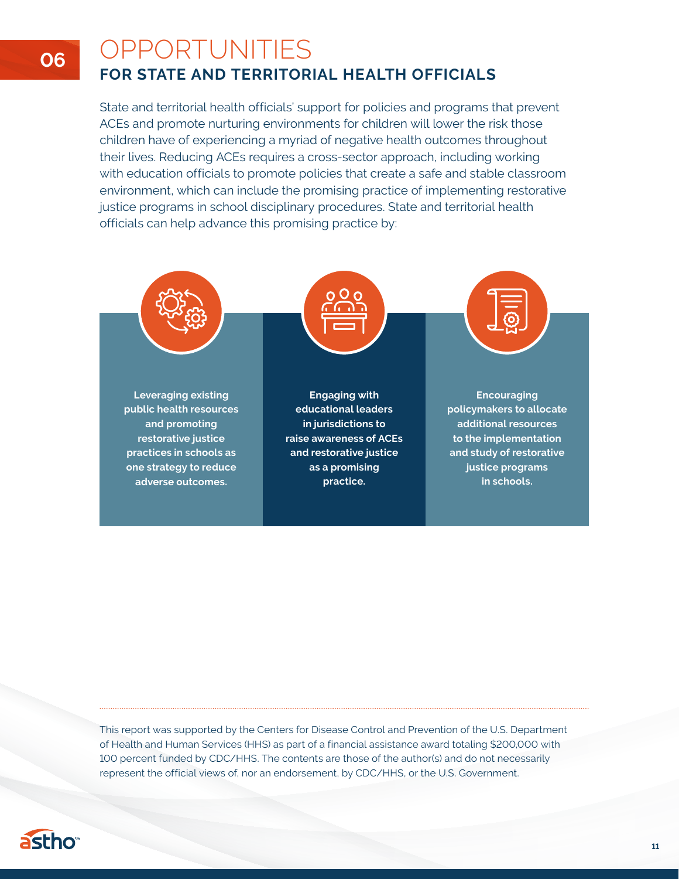# 06 OPPORTUNITIES

## FOR STATE AND TERRITORIAL HEALTH OFFICIALS

State and territorial health officials' support for policies and programs that prevent ACEs and promote nurturing environments for children will lower the risk those children have of experiencing a myriad of negative health outcomes throughout their lives. Reducing ACEs requires a cross-sector approach, including working with education officials to promote policies that create a safe and stable classroom environment, which can include the promising practice of implementing restorative justice programs in school disciplinary procedures. State and territorial health officials can help advance this promising practice by:

- **Leveraging existing public health resources and promoting restorative justice practices in schools as one strategy to reduce adverse outcomes.**
- **Engaging with educational leaders in jurisdictions to raise awareness of ACEs and restorative justice as a promising practice.**
- **Encouraging policymakers to allocate additional resources to the implementation and study of restorative justice programs in schools.**

---

This report was supported by the Centers for Disease Control and Prevention of the U.S. Department of Health and Human Services (HHS) as part of a financial assistance award totaling $200,000 with 100 percent funded by CDC/HHS. The contents are those of the author(s) and do not necessarily represent the official views of, nor an endorsement, by CDC/HHS, or the U.S. Government.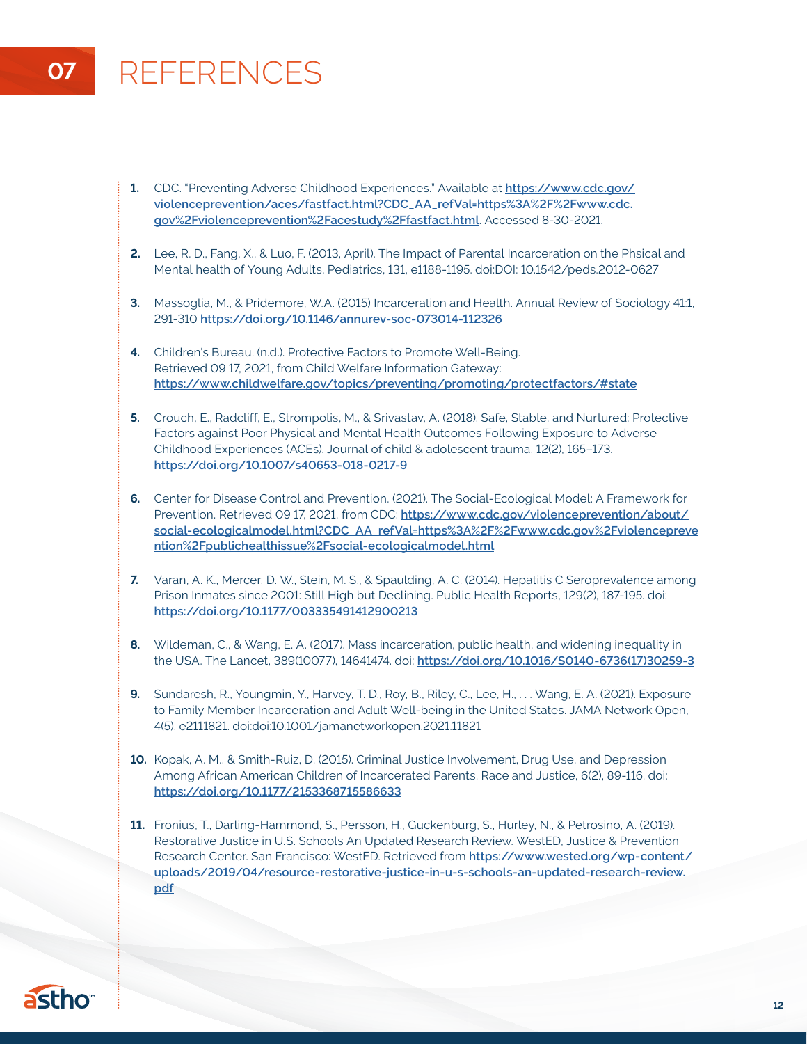# 07 REFERENCES

1. CDC. "Preventing Adverse Childhood Experiences." Available at **https://www.cdc.gov/violenceprevention/aces/fastfact.html?CDC_AA_refVal=https%3A%2F%2Fwww.cdc.gov%2Fviolenceprevention%2Facestudy%2Ffastfact.html**. Accessed 8-30-2021.

2. Lee, R. D., Fang, X., & Luo, F. (2013, April). The Impact of Parental Incarceration on the Phsical and Mental health of Young Adults. Pediatrics, 131, e1188-1195. doi:DOI: 10.1542/peds.2012-0627

3. Massoglia, M., & Pridemore, W.A. (2015) Incarceration and Health. Annual Review of Sociology 41:1, 291-310 **https://doi.org/10.1146/annurev-soc-073014-112326**

4. Children's Bureau. (n.d.). Protective Factors to Promote Well-Being. Retrieved 09 17, 2021, from Child Welfare Information Gateway: **https://www.childwelfare.gov/topics/preventing/promoting/protectfactors/#state**

5. Crouch, E., Radcliff, E., Strompolis, M., & Srivastav, A. (2018). Safe, Stable, and Nurtured: Protective Factors against Poor Physical and Mental Health Outcomes Following Exposure to Adverse Childhood Experiences (ACEs). Journal of child & adolescent trauma, 12(2), 165–173. **https://doi.org/10.1007/s40653-018-0217-9**

6. Center for Disease Control and Prevention. (2021). The Social-Ecological Model: A Framework for Prevention. Retrieved 09 17, 2021, from CDC: **https://www.cdc.gov/violenceprevention/about/social-ecologicalmodel.html?CDC_AA_refVal=https%3A%2F%2Fwww.cdc.gov%2Fviolenceprevention%2Fpublichealthissue%2Fsocial-ecologicalmodel.html**

7. Varan, A. K., Mercer, D. W., Stein, M. S., & Spaulding, A. C. (2014). Hepatitis C Seroprevalence among Prison Inmates since 2001: Still High but Declining. Public Health Reports, 129(2), 187-195. doi: **https://doi.org/10.1177/003335491412900213**

8. Wildeman, C., & Wang, E. A. (2017). Mass incarceration, public health, and widening inequality in the USA. The Lancet, 389(10077), 14641474. doi: **https://doi.org/10.1016/S0140-6736(17)30259-3**

9. Sundaresh, R., Youngmin, Y., Harvey, T. D., Roy, B., Riley, C., Lee, H., . . . Wang, E. A. (2021). Exposure to Family Member Incarceration and Adult Well-being in the United States. JAMA Network Open, 4(5), e2111821. doi:doi:10.1001/jamanetworkopen.2021.11821

10. Kopak, A. M., & Smith-Ruiz, D. (2015). Criminal Justice Involvement, Drug Use, and Depression Among African American Children of Incarcerated Parents. Race and Justice, 6(2), 89-116. doi: **https://doi.org/10.1177/2153368715586633**

11. Fronius, T., Darling-Hammond, S., Persson, H., Guckenburg, S., Hurley, N., & Petrosino, A. (2019). Restorative Justice in U.S. Schools An Updated Research Review. WestED, Justice & Prevention Research Center. San Francisco: WestED. Retrieved from **https://www.wested.org/wp-content/uploads/2019/04/resource-restorative-justice-in-u-s-schools-an-updated-research-review.pdf**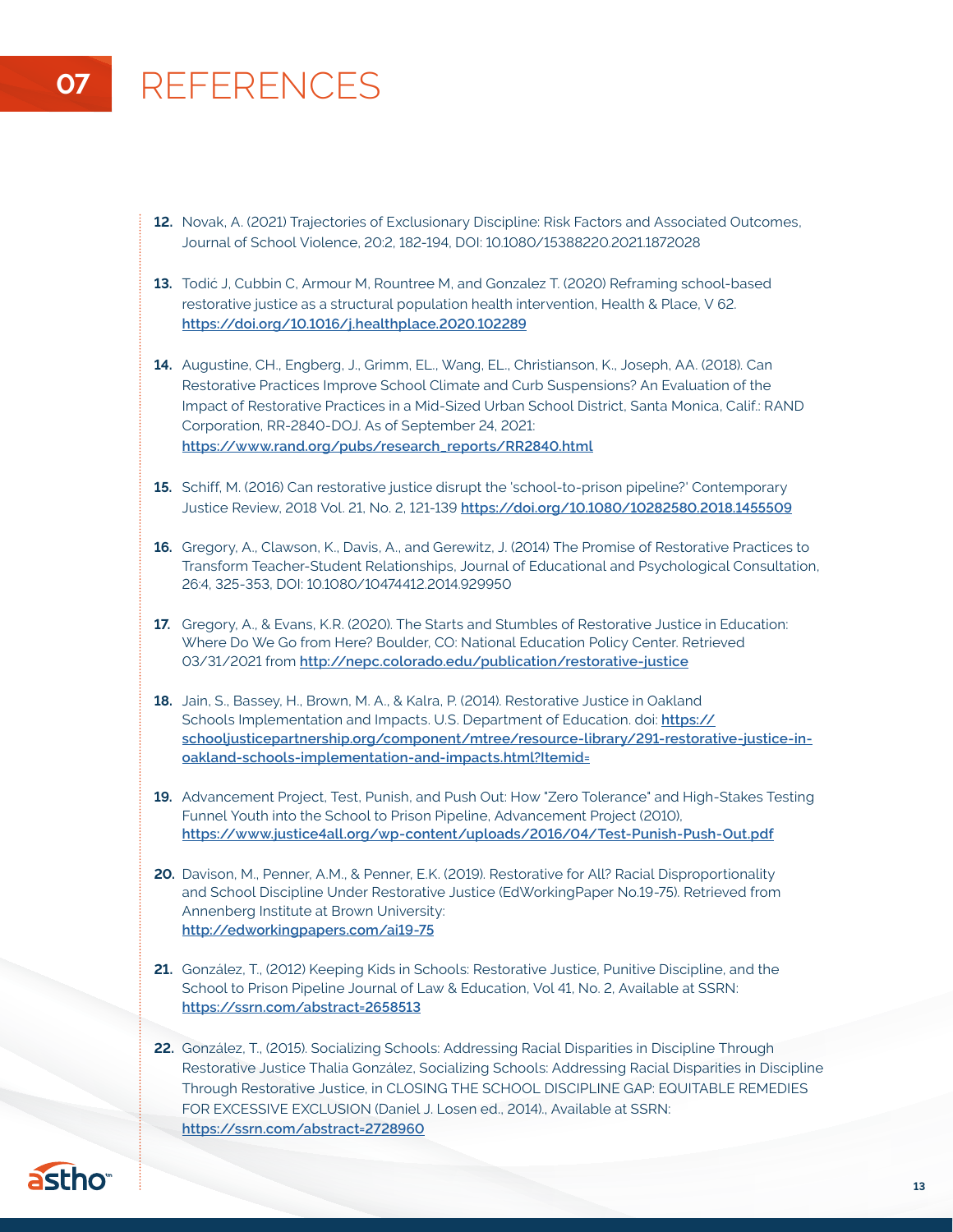# 07 REFERENCES

12. Novak, A. (2021) Trajectories of Exclusionary Discipline: Risk Factors and Associated Outcomes, Journal of School Violence, 20:2, 182-194, DOI: 10.1080/15388220.2021.1872028

13. Todić J, Cubbin C, Armour M, Rountree M, and Gonzalez T. (2020) Reframing school-based restorative justice as a structural population health intervention, Health & Place, V 62. https://doi.org/10.1016/j.healthplace.2020.102289

14. Augustine, CH., Engberg, J., Grimm, EL., Wang, EL., Christianson, K., Joseph, AA. (2018). Can Restorative Practices Improve School Climate and Curb Suspensions? An Evaluation of the Impact of Restorative Practices in a Mid-Sized Urban School District, Santa Monica, Calif.: RAND Corporation, RR-2840-DOJ. As of September 24, 2021: https://www.rand.org/pubs/research_reports/RR2840.html

15. Schiff, M. (2016) Can restorative justice disrupt the 'school-to-prison pipeline?' Contemporary Justice Review, 2018 Vol. 21, No. 2, 121-139 https://doi.org/10.1080/10282580.2018.1455509

16. Gregory, A., Clawson, K., Davis, A., and Gerewitz, J. (2014) The Promise of Restorative Practices to Transform Teacher-Student Relationships, Journal of Educational and Psychological Consultation, 26:4, 325-353, DOI: 10.1080/10474412.2014.929950

17. Gregory, A., & Evans, K.R. (2020). The Starts and Stumbles of Restorative Justice in Education: Where Do We Go from Here? Boulder, CO: National Education Policy Center. Retrieved 03/31/2021 from http://nepc.colorado.edu/publication/restorative-justice

18. Jain, S., Bassey, H., Brown, M. A., & Kalra, P. (2014). Restorative Justice in Oakland Schools Implementation and Impacts. U.S. Department of Education. doi: https://schooljusticepartnership.org/component/mtree/resource-library/291-restorative-justice-in-oakland-schools-implementation-and-impacts.html?Itemid=

19. Advancement Project, Test, Punish, and Push Out: How "Zero Tolerance" and High-Stakes Testing Funnel Youth into the School to Prison Pipeline, Advancement Project (2010), https://www.justice4all.org/wp-content/uploads/2016/04/Test-Punish-Push-Out.pdf

20. Davison, M., Penner, A.M., & Penner, E.K. (2019). Restorative for All? Racial Disproportionality and School Discipline Under Restorative Justice (EdWorkingPaper No.19-75). Retrieved from Annenberg Institute at Brown University: http://edworkingpapers.com/ai19-75

21. González, T., (2012) Keeping Kids in Schools: Restorative Justice, Punitive Discipline, and the School to Prison Pipeline Journal of Law & Education, Vol 41, No. 2, Available at SSRN: https://ssrn.com/abstract=2658513

22. González, T., (2015). Socializing Schools: Addressing Racial Disparities in Discipline Through Restorative Justice Thalia González, Socializing Schools: Addressing Racial Disparities in Discipline Through Restorative Justice, in CLOSING THE SCHOOL DISCIPLINE GAP: EQUITABLE REMEDIES FOR EXCESSIVE EXCLUSION (Daniel J. Losen ed., 2014)., Available at SSRN: https://ssrn.com/abstract=2728960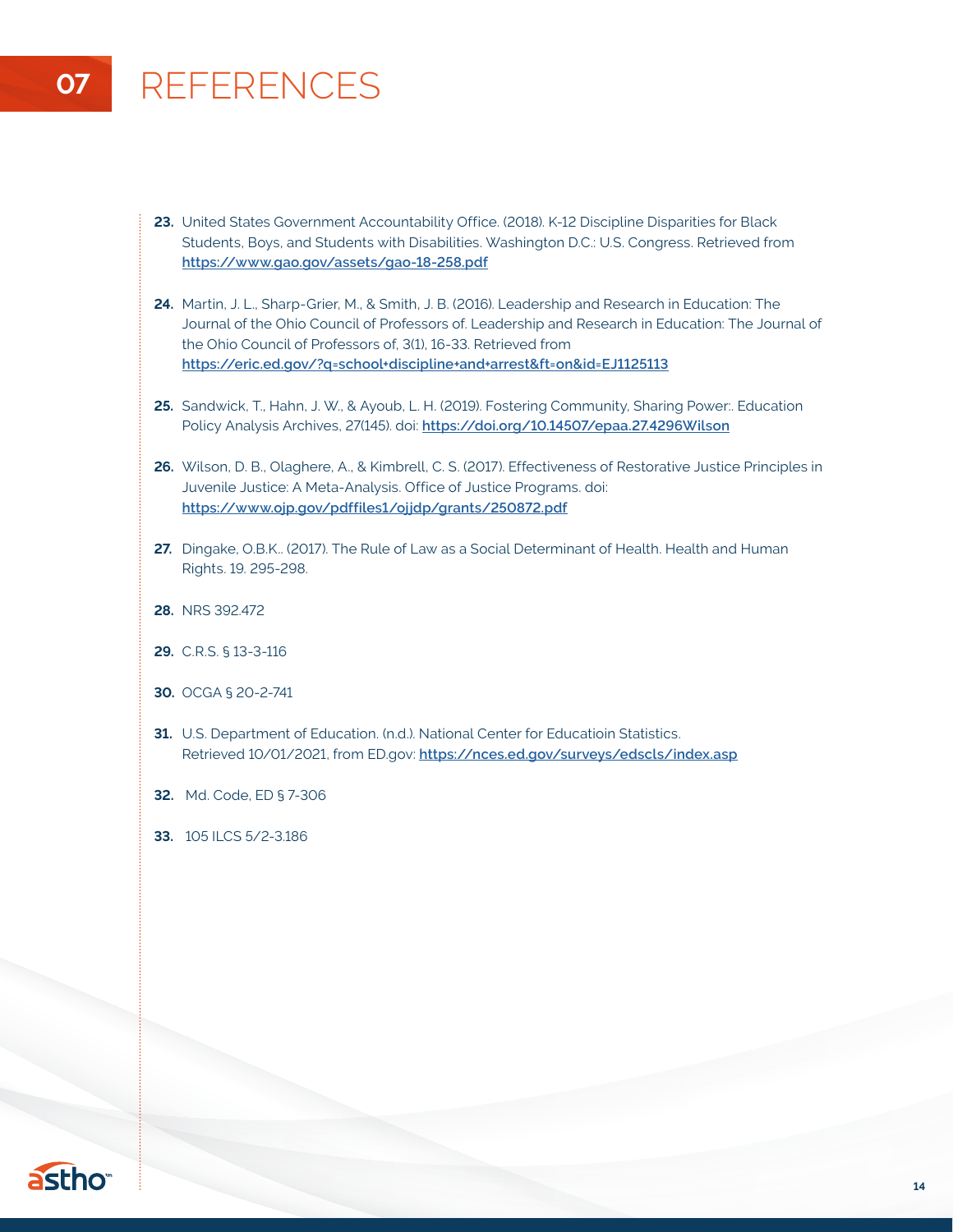# 07 REFERENCES

23. United States Government Accountability Office. (2018). K-12 Discipline Disparities for Black Students, Boys, and Students with Disabilities. Washington D.C.: U.S. Congress. Retrieved from https://www.gao.gov/assets/gao-18-258.pdf

24. Martin, J. L., Sharp-Grier, M., & Smith, J. B. (2016). Leadership and Research in Education: The Journal of the Ohio Council of Professors of. Leadership and Research in Education: The Journal of the Ohio Council of Professors of, 3(1), 16-33. Retrieved from https://eric.ed.gov/?q=school+discipline+and+arrest&ft=on&id=EJ1125113

25. Sandwick, T., Hahn, J. W., & Ayoub, L. H. (2019). Fostering Community, Sharing Power:. Education Policy Analysis Archives, 27(145). doi: https://doi.org/10.14507/epaa.27.4296Wilson

26. Wilson, D. B., Olaghere, A., & Kimbrell, C. S. (2017). Effectiveness of Restorative Justice Principles in Juvenile Justice: A Meta-Analysis. Office of Justice Programs. doi: https://www.ojp.gov/pdffiles1/ojjdp/grants/250872.pdf

27. Dingake, O.B.K.. (2017). The Rule of Law as a Social Determinant of Health. Health and Human Rights. 19. 295-298.

28. NRS 392.472

29. C.R.S. § 13-3-116

30. OCGA § 20-2-741

31. U.S. Department of Education. (n.d.). National Center for Educatioin Statistics. Retrieved 10/01/2021, from ED.gov: https://nces.ed.gov/surveys/edscls/index.asp

32. Md. Code, ED § 7-306

33. 105 ILCS 5/2-3.186